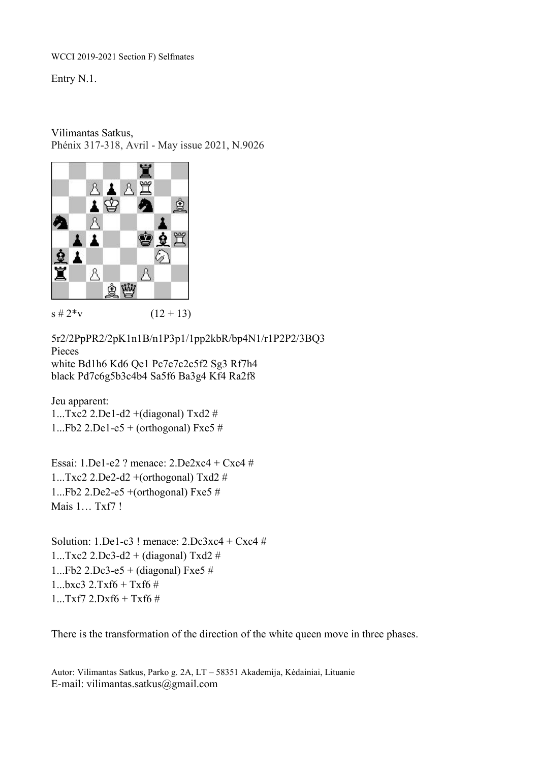WCCI 2019-2021 Section F) Selfmates

Entry N.1.

Vilimantas Satkus,
Phénix 317-318, Avril - May issue 2021, N.9026

s # 2*v (12 + 13)

5r2/2PpPR2/2pK1n1B/n1P3p1/1pp2kbR/bp4N1/r1P2P2/3BQ3
Pieces
white Bd1h6 Kd6 Qe1 Pc7e7c2c5f2 Sg3 Rf7h4
black Pd7c6g5b3c4b4 Sa5f6 Ba3g4 Kf4 Ra2f8

Jeu apparent:
1...Txc2 2.De1-d2 +(diagonal) Txd2 #
1...Fb2 2.De1-e5 + (orthogonal) Fxe5 #

Essai: 1.De1-e2 ? menace: 2.De2xc4 + Cxc4 #
1...Txc2 2.De2-d2 +(orthogonal) Txd2 #
1...Fb2 2.De2-e5 +(orthogonal) Fxe5 #
Mais 1… Txf7 !

Solution: 1.De1-c3 ! menace: 2.Dc3xc4 + Cxc4 #
1...Txc2 2.Dc3-d2 + (diagonal) Txd2 #
1...Fb2 2.Dc3-e5 + (diagonal) Fxe5 #
1...bxc3 2.Txf6 + Txf6 #
1...Txf7 2.Dxf6 + Txf6 #

There is the transformation of the direction of the white queen move in three phases.

Autor: Vilimantas Satkus, Parko g. 2A, LT – 58351 Akademija, Kėdainiai, Lituanie
E-mail: vilimantas.satkus@gmail.com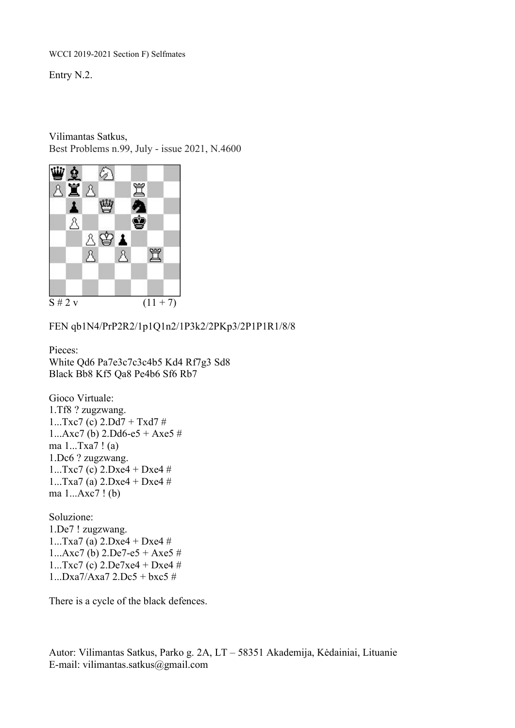WCCI 2019-2021 Section F) Selfmates

Entry N.2.

Vilimantas Satkus,
Best Problems n.99, July - issue 2021, N.4600

S # 2 v (11 + 7)

FEN qb1N4/PrP2R2/1p1Q1n2/1P3k2/2PKp3/2P1P1R1/8/8

Pieces:
White Qd6 Pa7e3c7c3c4b5 Kd4 Rf7g3 Sd8
Black Bb8 Kf5 Qa8 Pe4b6 Sf6 Rb7

Gioco Virtuale:
1.Tf8 ? zugzwang.
1...Txc7 (c) 2.Dd7 + Txd7 #
1...Axc7 (b) 2.Dd6-e5 + Axe5 #
ma 1...Txa7 ! (a)
1.Dc6 ? zugzwang.
1...Txc7 (c) 2.Dxe4 + Dxe4 #
1...Txa7 (a) 2.Dxe4 + Dxe4 #
ma 1...Axc7 ! (b)

Soluzione:
1.De7 ! zugzwang.
1...Txa7 (a) 2.Dxe4 + Dxe4 #
1...Axc7 (b) 2.De7-e5 + Axe5 #
1...Txc7 (c) 2.De7xe4 + Dxe4 #
1...Dxa7/Axa7 2.Dc5 + bxc5 #

There is a cycle of the black defences.

Autor: Vilimantas Satkus, Parko g. 2A, LT – 58351 Akademija, Kėdainiai, Lituanie
E-mail: vilimantas.satkus@gmail.com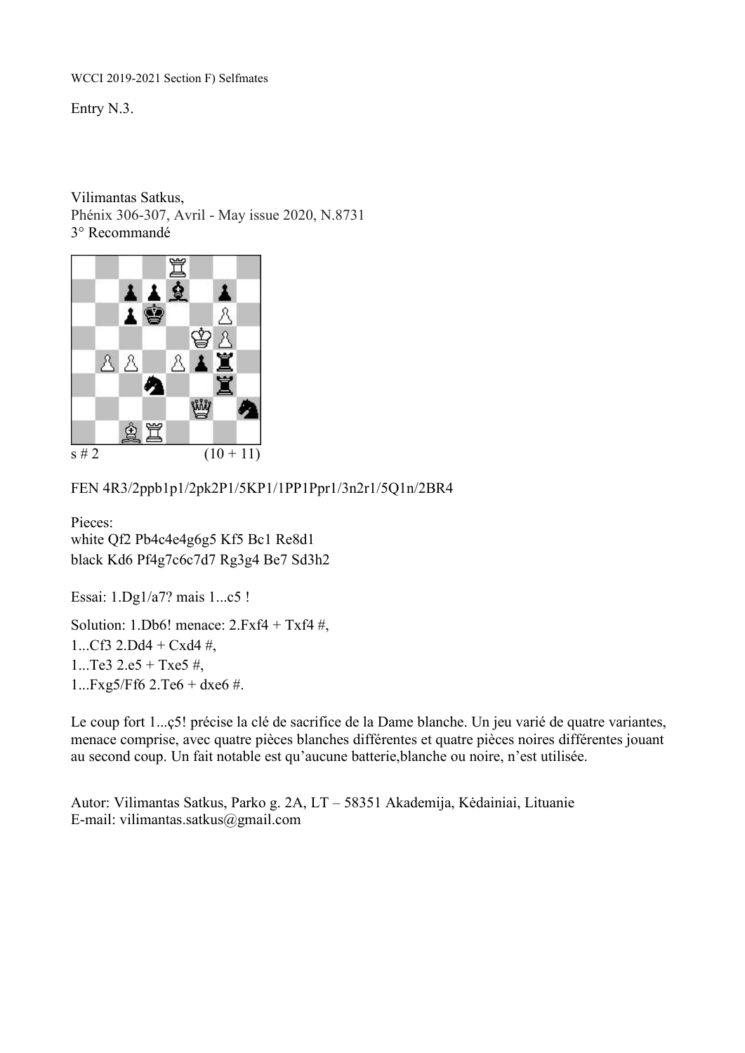WCCI 2019-2021 Section F) Selfmates

Entry N.3.

Vilimantas Satkus,
Phénix 306-307, Avril - May issue 2020, N.8731
3° Recommandé

s # 2 (10 + 11)

FEN 4R3/2ppb1p1/2pk2P1/5KP1/1PP1Ppr1/3n2r1/5Q1n/2BR4

Pieces:
white Qf2 Pb4c4e4g6g5 Kf5 Bc1 Re8d1
black Kd6 Pf4g7c6c7d7 Rg3g4 Be7 Sd3h2

Essai: 1.Dg1/a7? mais 1...c5 !

Solution: 1.Db6! menace: 2.Fxf4 + Txf4 #,
1...Cf3 2.Dd4 + Cxd4 #,
1...Te3 2.e5 + Txe5 #,
1...Fxg5/Ff6 2.Te6 + dxe6 #.

Le coup fort 1...ç5! précise la clé de sacrifice de la Dame blanche. Un jeu varié de quatre variantes, menace comprise, avec quatre pièces blanches différentes et quatre pièces noires différentes jouant au second coup. Un fait notable est qu'aucune batterie,blanche ou noire, n'est utilisée.

Autor: Vilimantas Satkus, Parko g. 2A, LT – 58351 Akademija, Kėdainiai, Lituanie
E-mail: vilimantas.satkus@gmail.com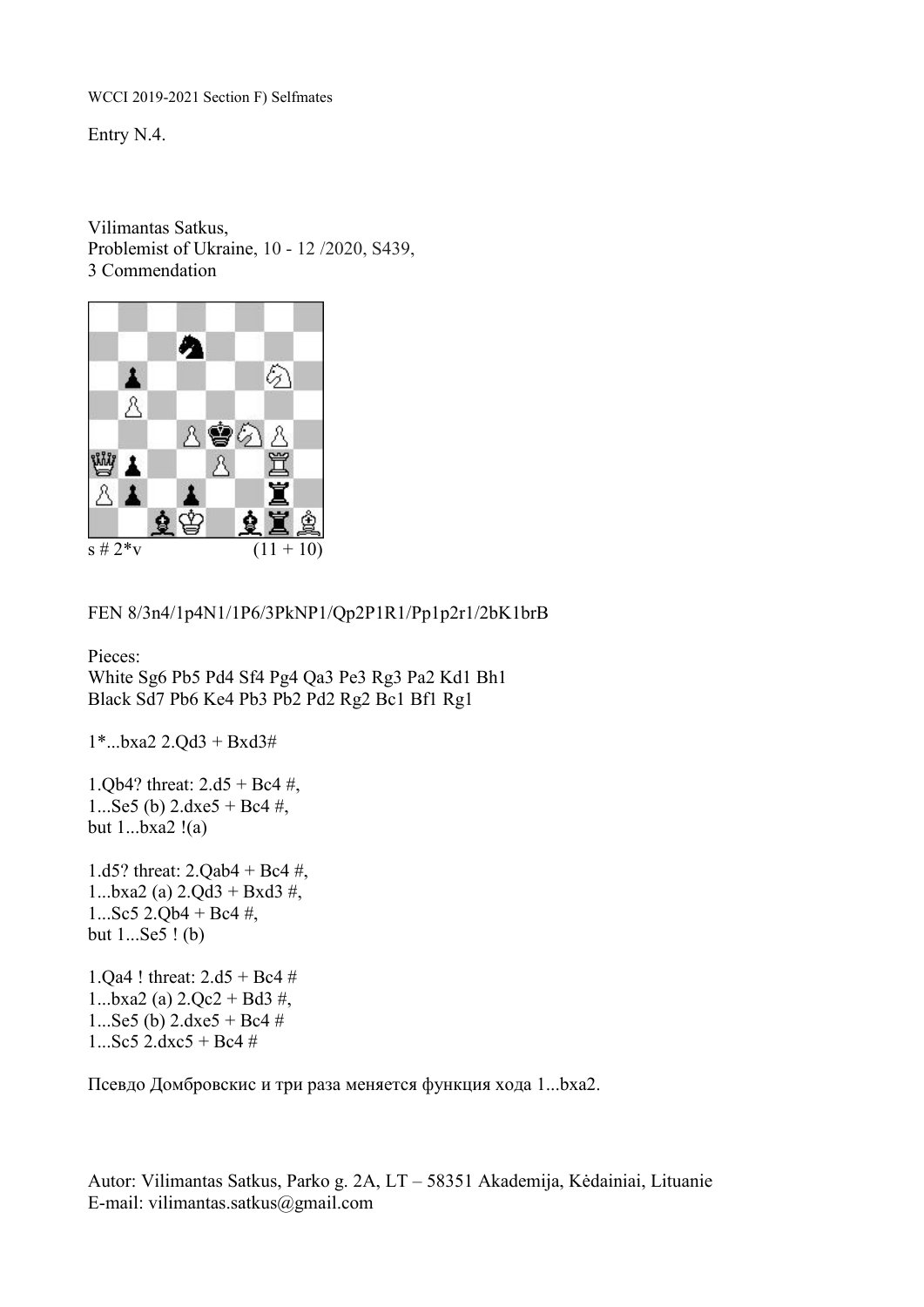WCCI 2019-2021 Section F) Selfmates

Entry N.4.

Vilimantas Satkus,
Problemist of Ukraine, 10 - 12 /2020, S439,
3 Commendation

s # 2*v (11 + 10)

FEN 8/3n4/1p4N1/1P6/3PkNP1/Qp2P1R1/Pp1p2r1/2bK1brB

Pieces:
White Sg6 Pb5 Pd4 Sf4 Pg4 Qa3 Pe3 Rg3 Pa2 Kd1 Bh1
Black Sd7 Pb6 Ke4 Pb3 Pb2 Pd2 Rg2 Bc1 Bf1 Rg1

1*...bxa2 2.Qd3 + Bxd3#

1.Qb4? threat: 2.d5 + Bc4 #,
1...Se5 (b) 2.dxe5 + Bc4 #,
but 1...bxa2 !(a)

1.d5? threat: 2.Qab4 + Bc4 #,
1...bxa2 (a) 2.Qd3 + Bxd3 #,
1...Sc5 2.Qb4 + Bc4 #,
but 1...Se5 ! (b)

1.Qa4 ! threat: 2.d5 + Bc4 #
1...bxa2 (a) 2.Qc2 + Bd3 #,
1...Se5 (b) 2.dxe5 + Bc4 #
1...Sc5 2.dxc5 + Bc4 #

Псевдо Домбровскис и три раза меняется функция хода 1...bxa2.

Autor: Vilimantas Satkus, Parko g. 2A, LT – 58351 Akademija, Kėdainiai, Lituanie
E-mail: vilimantas.satkus@gmail.com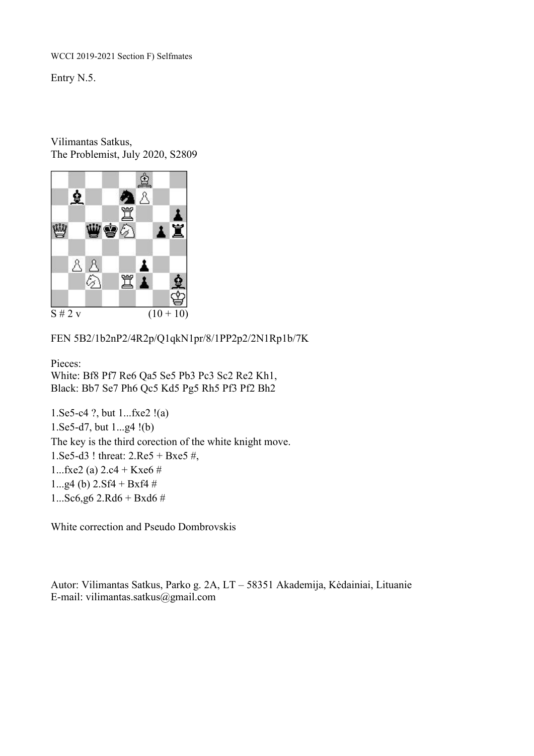WCCI 2019-2021 Section F) Selfmates

Entry N.5.

Vilimantas Satkus,
The Problemist, July 2020, S2809

S # 2 v (10 + 10)

FEN 5B2/1b2nP2/4R2p/Q1qkN1pr/8/1PP2p2/2N1Rp1b/7K

Pieces:
White: Bf8 Pf7 Re6 Qa5 Se5 Pb3 Pc3 Sc2 Re2 Kh1,
Black: Bb7 Se7 Ph6 Qc5 Kd5 Pg5 Rh5 Pf3 Pf2 Bh2

1.Se5-c4 ?, but 1...fxe2 !(a)
1.Se5-d7, but 1...g4 !(b)
The key is the third corection of the white knight move.
1.Se5-d3 ! threat: 2.Re5 + Bxe5 #,
1...fxe2 (a) 2.c4 + Kxe6 #
1...g4 (b) 2.Sf4 + Bxf4 #
1...Sc6,g6 2.Rd6 + Bxd6 #

White correction and Pseudo Dombrovskis

Autor: Vilimantas Satkus, Parko g. 2A, LT – 58351 Akademija, Kėdainiai, Lituanie
E-mail: vilimantas.satkus@gmail.com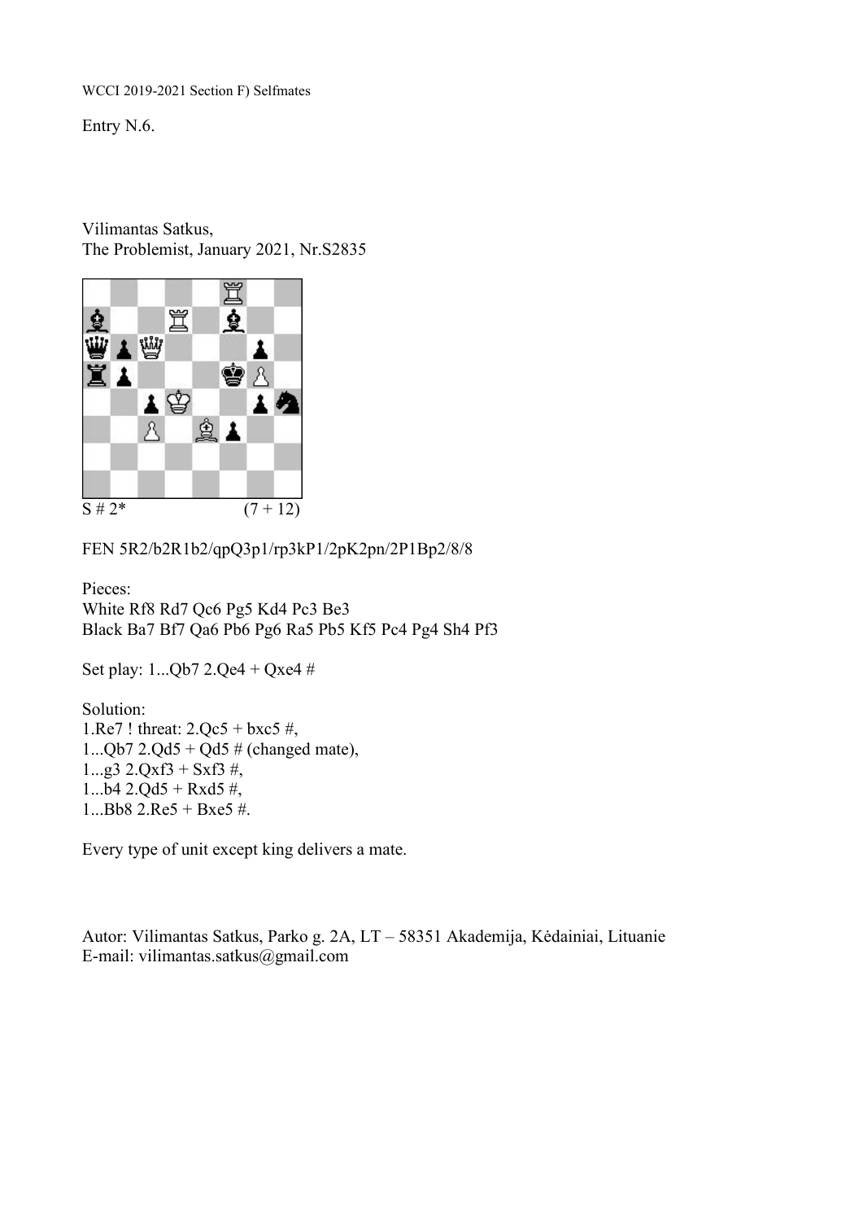WCCI 2019-2021 Section F) Selfmates

Entry N.6.

Vilimantas Satkus,
The Problemist, January 2021, Nr.S2835

S # 2* (7 + 12)

FEN 5R2/b2R1b2/qpQ3p1/rp3kP1/2pK2pn/2P1Bp2/8/8

Pieces:
White Rf8 Rd7 Qc6 Pg5 Kd4 Pc3 Be3
Black Ba7 Bf7 Qa6 Pb6 Pg6 Ra5 Pb5 Kf5 Pc4 Pg4 Sh4 Pf3

Set play: 1...Qb7 2.Qe4 + Qxe4 #

Solution:
1.Re7 ! threat: 2.Qc5 + bxc5 #,
1...Qb7 2.Qd5 + Qd5 # (changed mate),
1...g3 2.Qxf3 + Sxf3 #,
1...b4 2.Qd5 + Rxd5 #,
1...Bb8 2.Re5 + Bxe5 #.

Every type of unit except king delivers a mate.

Autor: Vilimantas Satkus, Parko g. 2A, LT – 58351 Akademija, Kėdainiai, Lituanie
E-mail: vilimantas.satkus@gmail.com